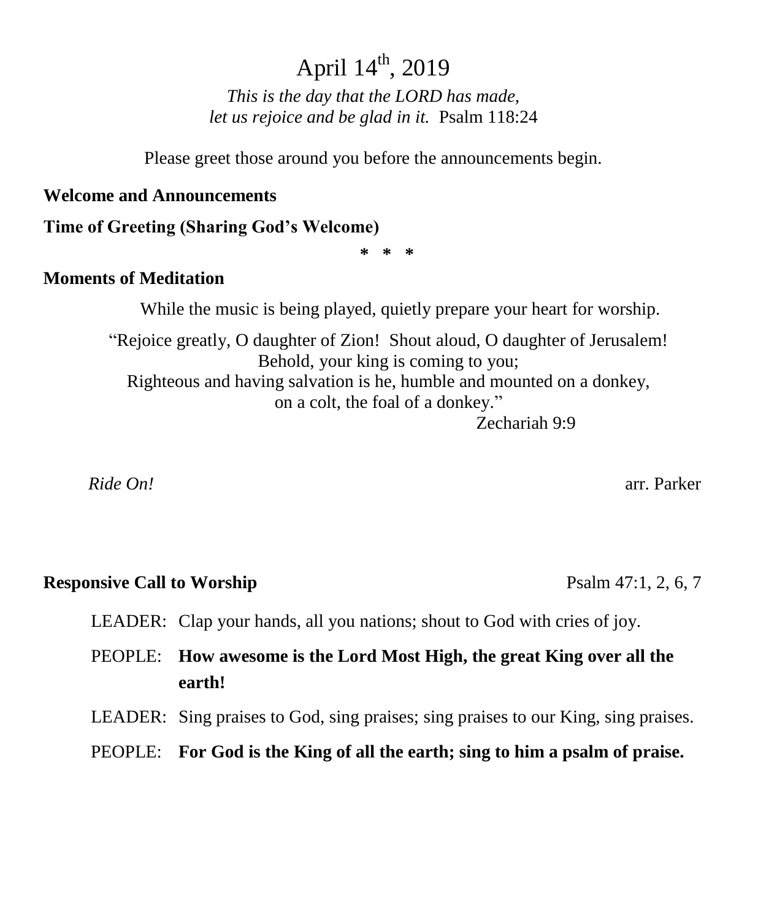# April 14th, 2019

*This is the day that the LORD has made,*
*let us rejoice and be glad in it.* Psalm 118:24

Please greet those around you before the announcements begin.

**Welcome and Announcements**

**Time of Greeting (Sharing God's Welcome)**

**\*  \*  \***

**Moments of Meditation**

While the music is being played, quietly prepare your heart for worship.

"Rejoice greatly, O daughter of Zion! Shout aloud, O daughter of Jerusalem!
Behold, your king is coming to you;
Righteous and having salvation is he, humble and mounted on a donkey,
on a colt, the foal of a donkey."
Zechariah 9:9

*Ride On!* arr. Parker

**Responsive Call to Worship** Psalm 47:1, 2, 6, 7

LEADER: Clap your hands, all you nations; shout to God with cries of joy.

PEOPLE: **How awesome is the Lord Most High, the great King over all the earth!**

LEADER: Sing praises to God, sing praises; sing praises to our King, sing praises.

PEOPLE: **For God is the King of all the earth; sing to him a psalm of praise.**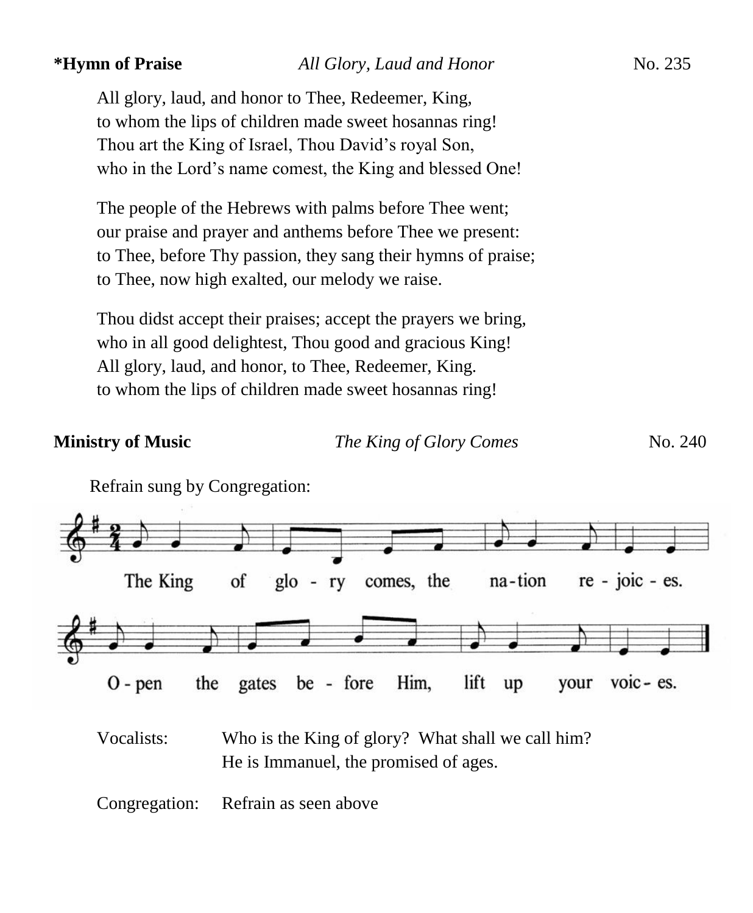**\*Hymn of Praise** *All Glory, Laud and Honor* No. 235

All glory, laud, and honor to Thee, Redeemer, King,
to whom the lips of children made sweet hosannas ring!
Thou art the King of Israel, Thou David's royal Son,
who in the Lord's name comest, the King and blessed One!

The people of the Hebrews with palms before Thee went;
our praise and prayer and anthems before Thee we present:
to Thee, before Thy passion, they sang their hymns of praise;
to Thee, now high exalted, our melody we raise.

Thou didst accept their praises; accept the prayers we bring,
who in all good delightest, Thou good and gracious King!
All glory, laud, and honor, to Thee, Redeemer, King.
to whom the lips of children made sweet hosannas ring!

**Ministry of Music** *The King of Glory Comes* No. 240

Refrain sung by Congregation:

The King of glo - ry comes, the na-tion re - joic - es.
O - pen the gates be - fore Him, lift up your voic - es.

Vocalists: Who is the King of glory? What shall we call him?
He is Immanuel, the promised of ages.

Congregation: Refrain as seen above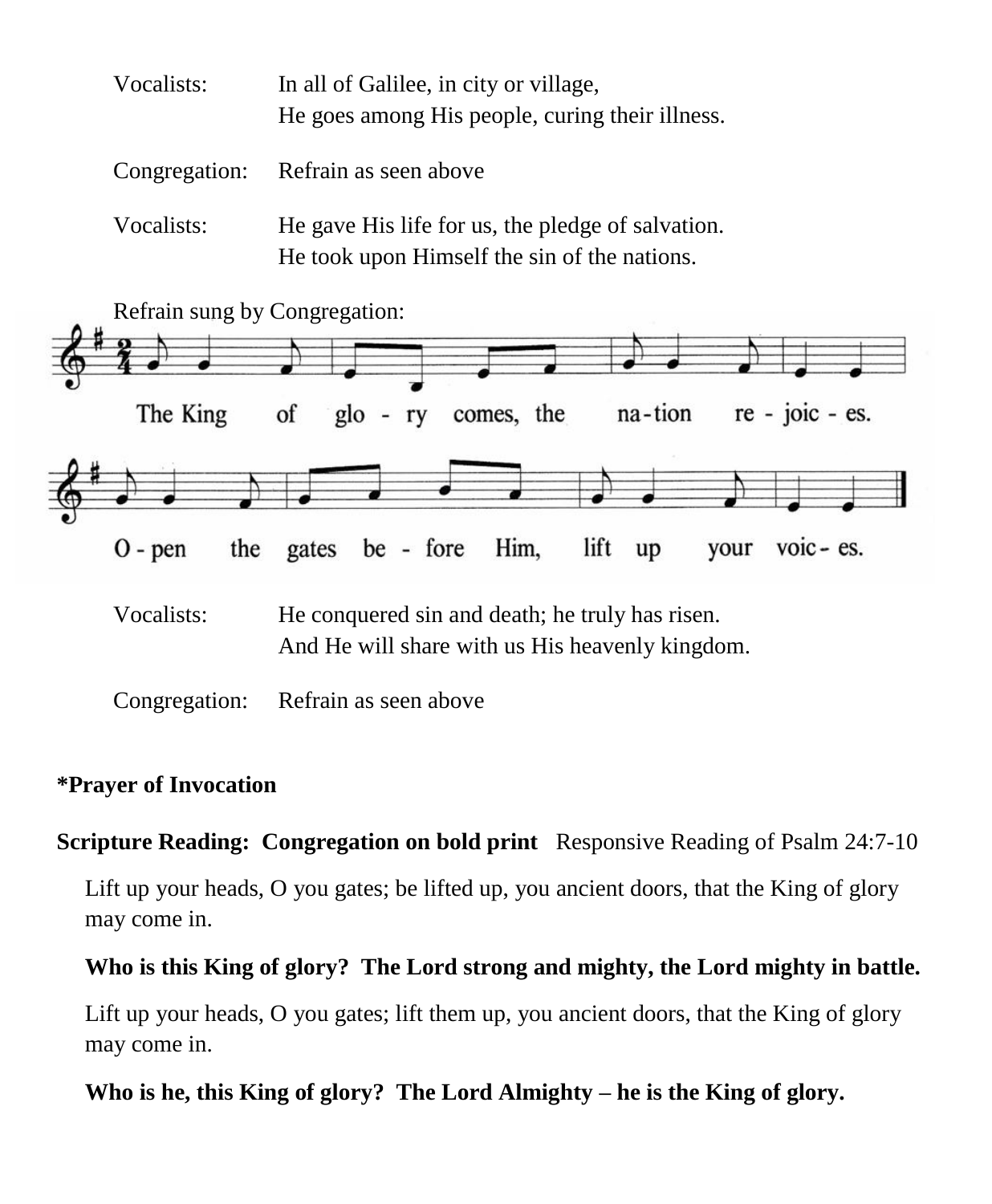Vocalists: In all of Galilee, in city or village,
He goes among His people, curing their illness.

Congregation: Refrain as seen above

Vocalists: He gave His life for us, the pledge of salvation.
He took upon Himself the sin of the nations.

Refrain sung by Congregation:

The King of glo - ry comes, the na-tion re - joic - es.

O - pen the gates be - fore Him, lift up your voic - es.

Vocalists: He conquered sin and death; he truly has risen.
And He will share with us His heavenly kingdom.

Congregation: Refrain as seen above

**\*Prayer of Invocation**

**Scripture Reading: Congregation on bold print** Responsive Reading of Psalm 24:7-10

Lift up your heads, O you gates; be lifted up, you ancient doors, that the King of glory may come in.

**Who is this King of glory? The Lord strong and mighty, the Lord mighty in battle.**

Lift up your heads, O you gates; lift them up, you ancient doors, that the King of glory may come in.

**Who is he, this King of glory? The Lord Almighty – he is the King of glory.**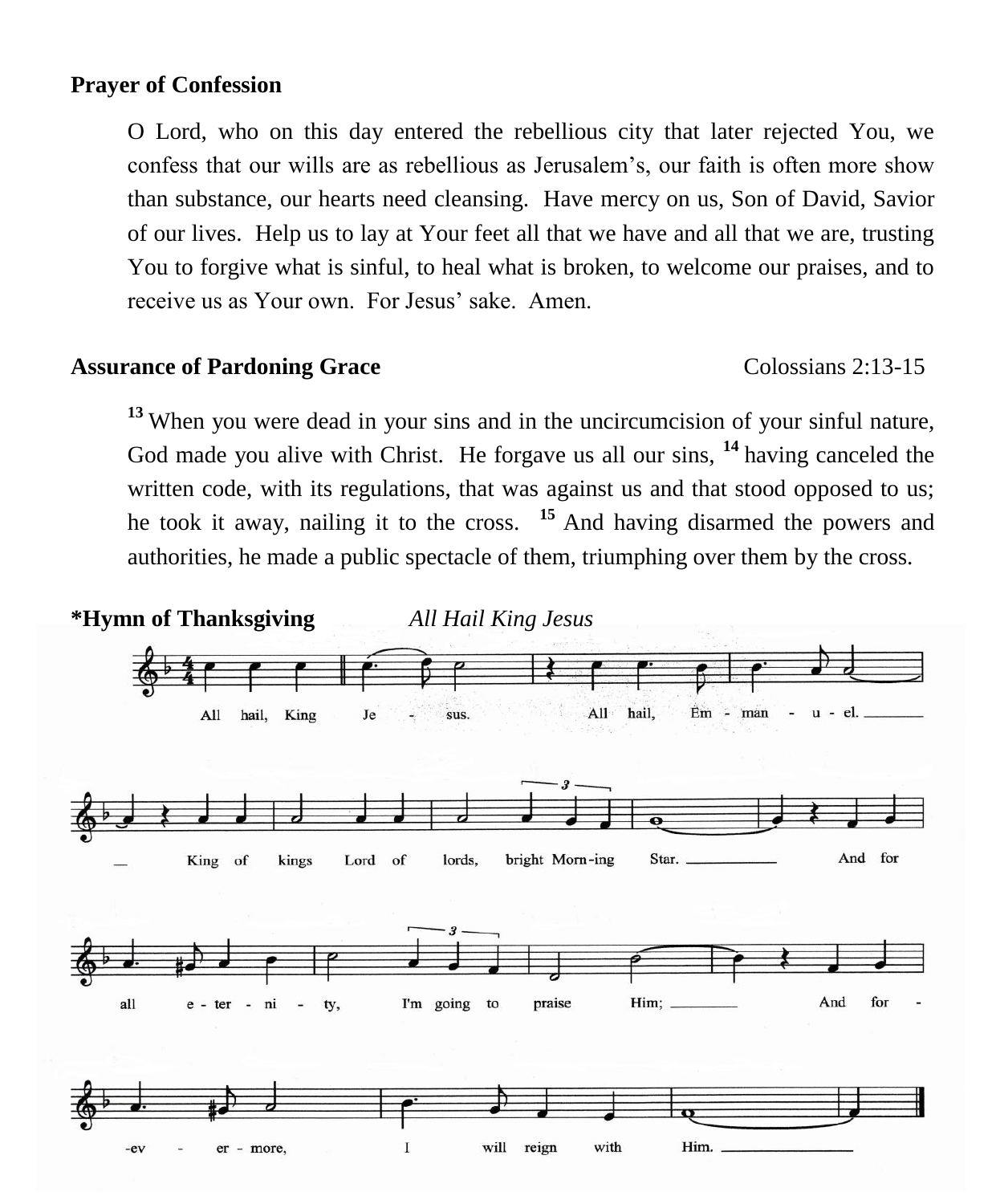**Prayer of Confession**

O Lord, who on this day entered the rebellious city that later rejected You, we confess that our wills are as rebellious as Jerusalem's, our faith is often more show than substance, our hearts need cleansing. Have mercy on us, Son of David, Savior of our lives. Help us to lay at Your feet all that we have and all that we are, trusting You to forgive what is sinful, to heal what is broken, to welcome our praises, and to receive us as Your own. For Jesus' sake. Amen.

**Assurance of Pardoning Grace** Colossians 2:13-15

**13** When you were dead in your sins and in the uncircumcision of your sinful nature, God made you alive with Christ. He forgave us all our sins, **14** having canceled the written code, with its regulations, that was against us and that stood opposed to us; he took it away, nailing it to the cross. **15** And having disarmed the powers and authorities, he made a public spectacle of them, triumphing over them by the cross.

**\*Hymn of Thanksgiving** *All Hail King Jesus*

All hail, King Jesus. All hail, Emmanuel. King of kings Lord of lords, bright Morning Star. And for all eternity, I'm going to praise Him; And forevermore, I will reign with Him.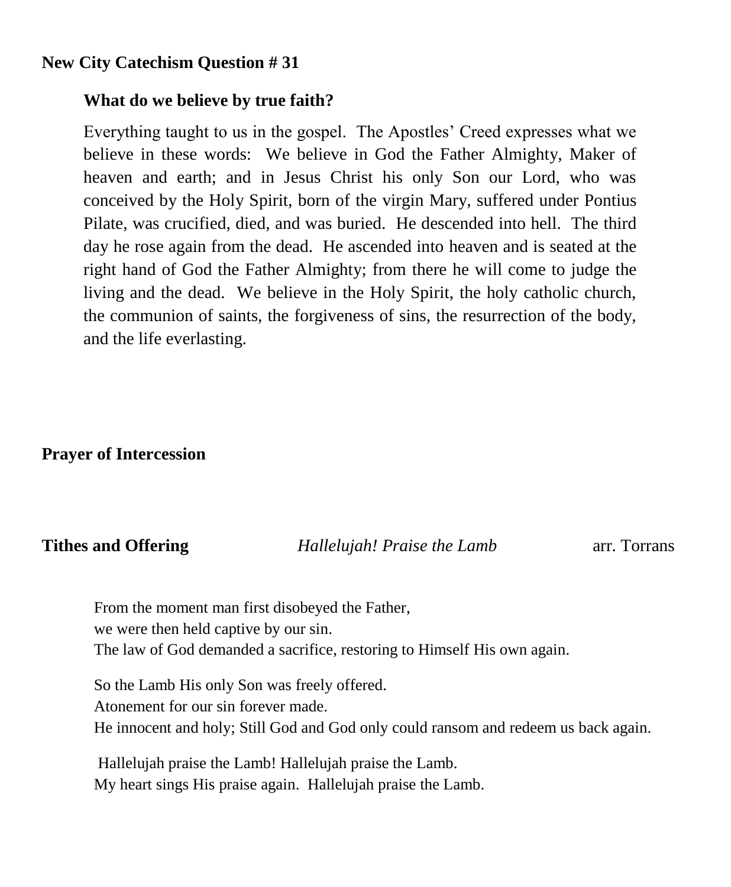**New City Catechism Question # 31**

**What do we believe by true faith?**

Everything taught to us in the gospel. The Apostles' Creed expresses what we believe in these words: We believe in God the Father Almighty, Maker of heaven and earth; and in Jesus Christ his only Son our Lord, who was conceived by the Holy Spirit, born of the virgin Mary, suffered under Pontius Pilate, was crucified, died, and was buried. He descended into hell. The third day he rose again from the dead. He ascended into heaven and is seated at the right hand of God the Father Almighty; from there he will come to judge the living and the dead. We believe in the Holy Spirit, the holy catholic church, the communion of saints, the forgiveness of sins, the resurrection of the body, and the life everlasting.

**Prayer of Intercession**

**Tithes and Offering** *Hallelujah! Praise the Lamb* arr. Torrans

From the moment man first disobeyed the Father,
we were then held captive by our sin.
The law of God demanded a sacrifice, restoring to Himself His own again.

So the Lamb His only Son was freely offered.
Atonement for our sin forever made.
He innocent and holy; Still God and God only could ransom and redeem us back again.

Hallelujah praise the Lamb! Hallelujah praise the Lamb.
My heart sings His praise again. Hallelujah praise the Lamb.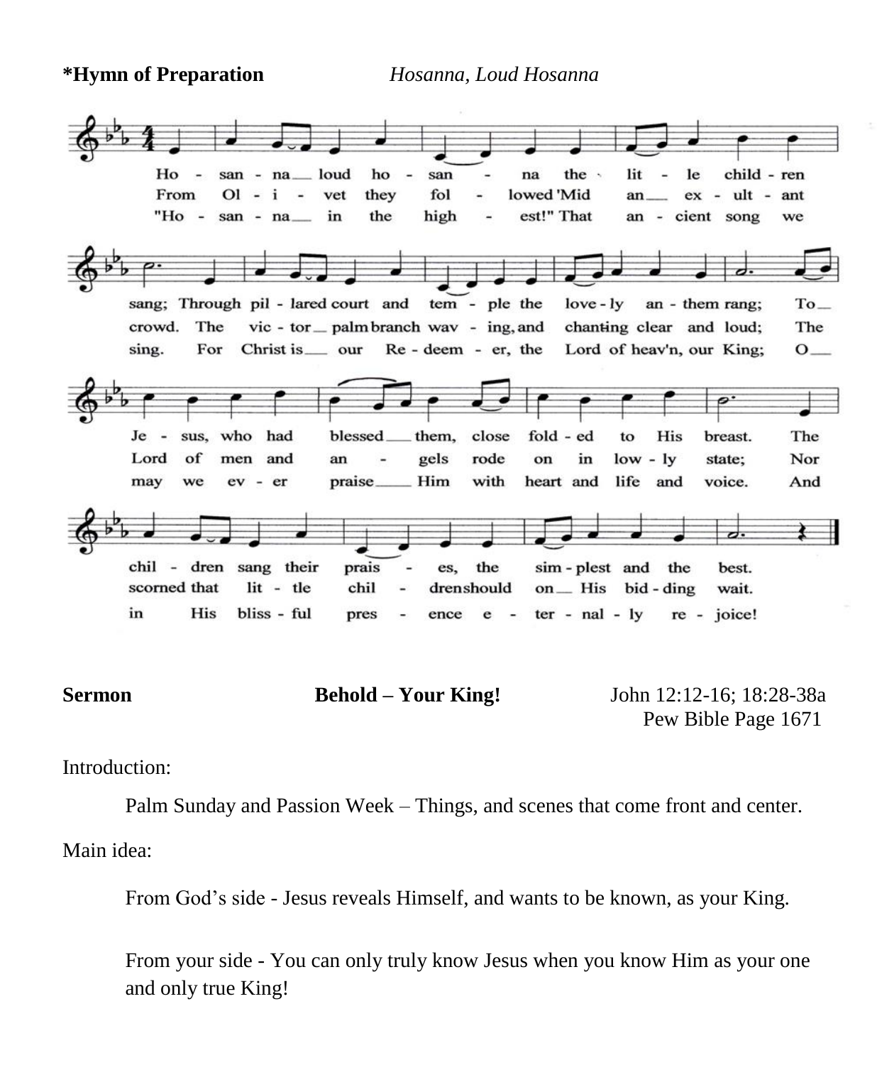**\*Hymn of Preparation** *Hosanna, Loud Hosanna*

Ho - san - na loud ho - san - na the lit - le child - ren sang; Through pil - lared court and tem - ple the love - ly an - them rang; To Je - sus, who had blessed them, close fold - ed to His breast. The chil - dren sang their prais - es, the sim - plest and the best.

From Ol - i - vet they fol - lowed 'Mid an ex - ult - ant crowd. The vic - tor palm branch wav - ing, and chanting clear and loud; The Lord of men and an - gels rode on in low - ly state; Nor scorned that lit - tle chil - dren should on His bid - ding wait.

"Ho - san - na in the high - est!" That an - cient song we sing. For Christ is our Re - deem - er, the Lord of heav'n, our King; O may we ev - er praise Him with heart and life and voice. And in His bliss - ful pres - ence e - ter - nal - ly re - joice!

**Sermon** **Behold – Your King!** John 12:12-16; 18:28-38a
Pew Bible Page 1671

Introduction:

Palm Sunday and Passion Week – Things, and scenes that come front and center.

Main idea:

From God's side - Jesus reveals Himself, and wants to be known, as your King.

From your side - You can only truly know Jesus when you know Him as your one and only true King!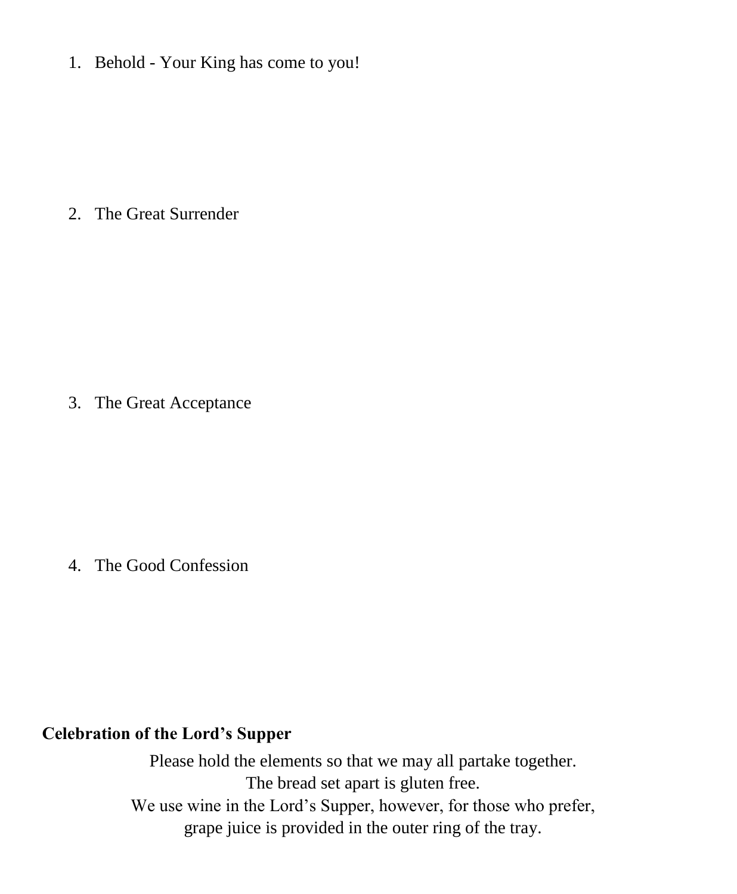1. Behold - Your King has come to you!

2. The Great Surrender

3. The Great Acceptance

4. The Good Confession

**Celebration of the Lord's Supper**

Please hold the elements so that we may all partake together.
The bread set apart is gluten free.
We use wine in the Lord's Supper, however, for those who prefer,
grape juice is provided in the outer ring of the tray.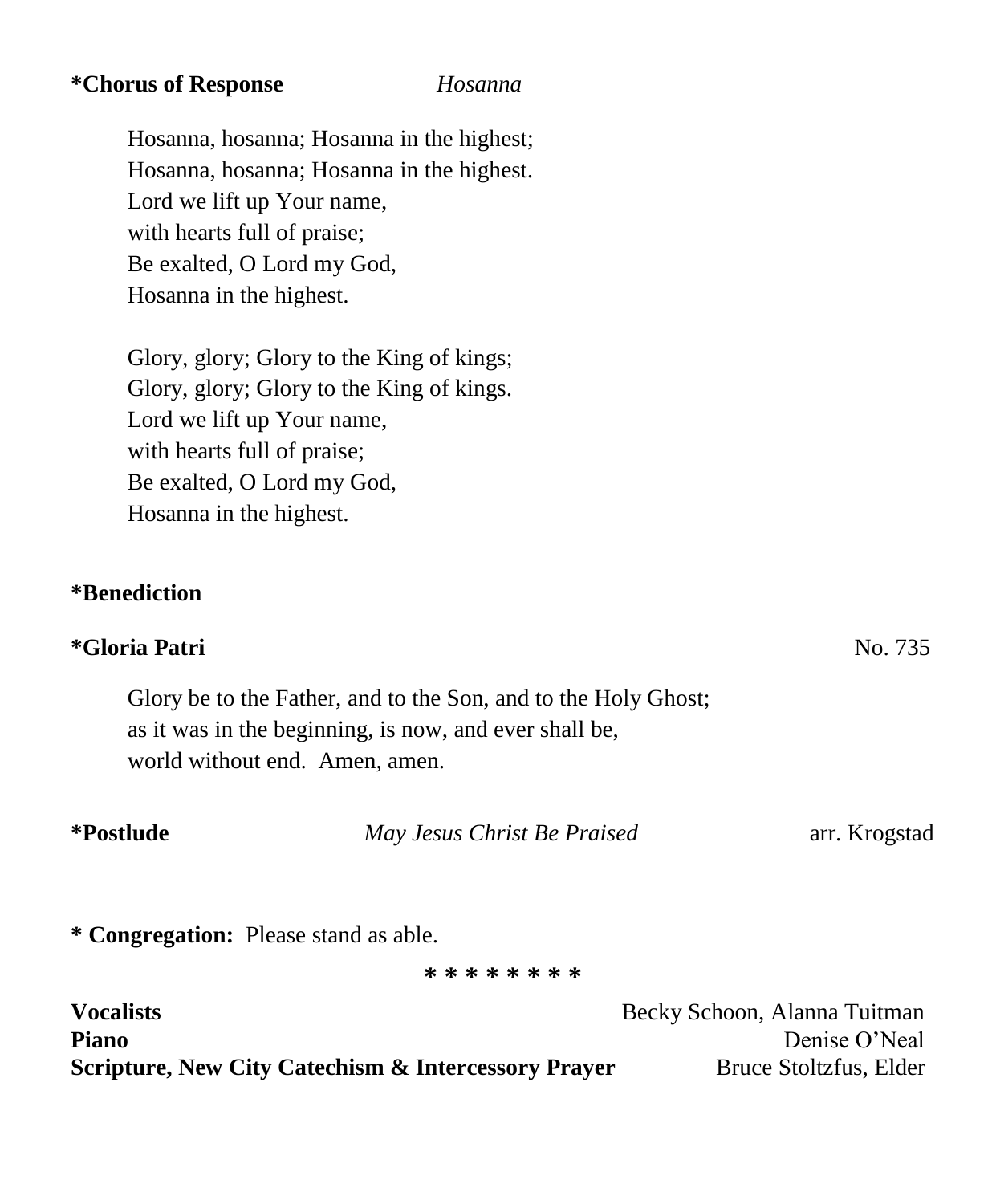**\*Chorus of Response** *Hosanna*

Hosanna, hosanna; Hosanna in the highest;
Hosanna, hosanna; Hosanna in the highest.
Lord we lift up Your name,
with hearts full of praise;
Be exalted, O Lord my God,
Hosanna in the highest.

Glory, glory; Glory to the King of kings;
Glory, glory; Glory to the King of kings.
Lord we lift up Your name,
with hearts full of praise;
Be exalted, O Lord my God,
Hosanna in the highest.

**\*Benediction**

**\*Gloria Patri** No. 735

Glory be to the Father, and to the Son, and to the Holy Ghost;
as it was in the beginning, is now, and ever shall be,
world without end. Amen, amen.

**\*Postlude** *May Jesus Christ Be Praised* arr. Krogstad

**\* Congregation:** Please stand as able.

\* \* \* \* \* \* \* \*

**Vocalists** Becky Schoon, Alanna Tuitman
**Piano** Denise O'Neal
**Scripture, New City Catechism & Intercessory Prayer** Bruce Stoltzfus, Elder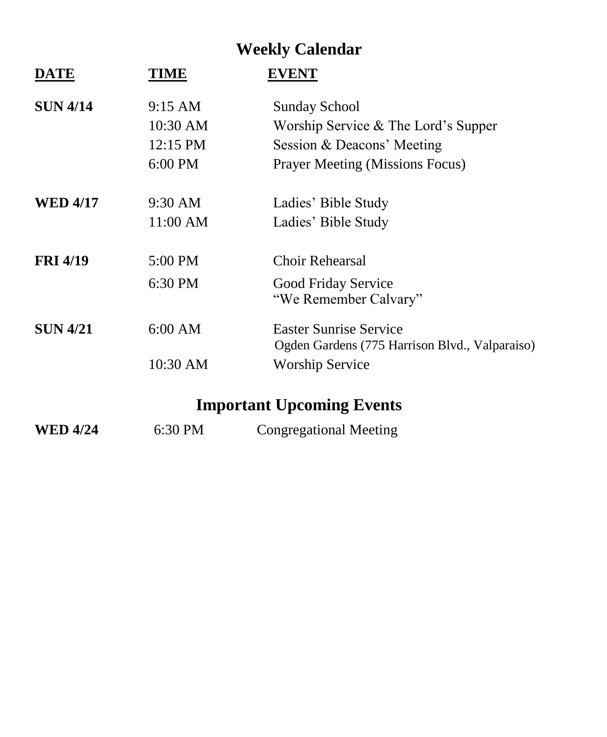# Weekly Calendar

| DATE | TIME | EVENT |
| --- | --- | --- |
| **SUN 4/14** | 9:15 AM | Sunday School |
| | 10:30 AM | Worship Service & The Lord's Supper |
| | 12:15 PM | Session & Deacons' Meeting |
| | 6:00 PM | Prayer Meeting (Missions Focus) |
| **WED 4/17** | 9:30 AM | Ladies' Bible Study |
| | 11:00 AM | Ladies' Bible Study |
| **FRI 4/19** | 5:00 PM | Choir Rehearsal |
| | 6:30 PM | Good Friday Service<br>"We Remember Calvary" |
| **SUN 4/21** | 6:00 AM | Easter Sunrise Service<br>Ogden Gardens (775 Harrison Blvd., Valparaiso) |
| | 10:30 AM | Worship Service |

# Important Upcoming Events

| | | |
| --- | --- | --- |
| **WED 4/24** | 6:30 PM | Congregational Meeting |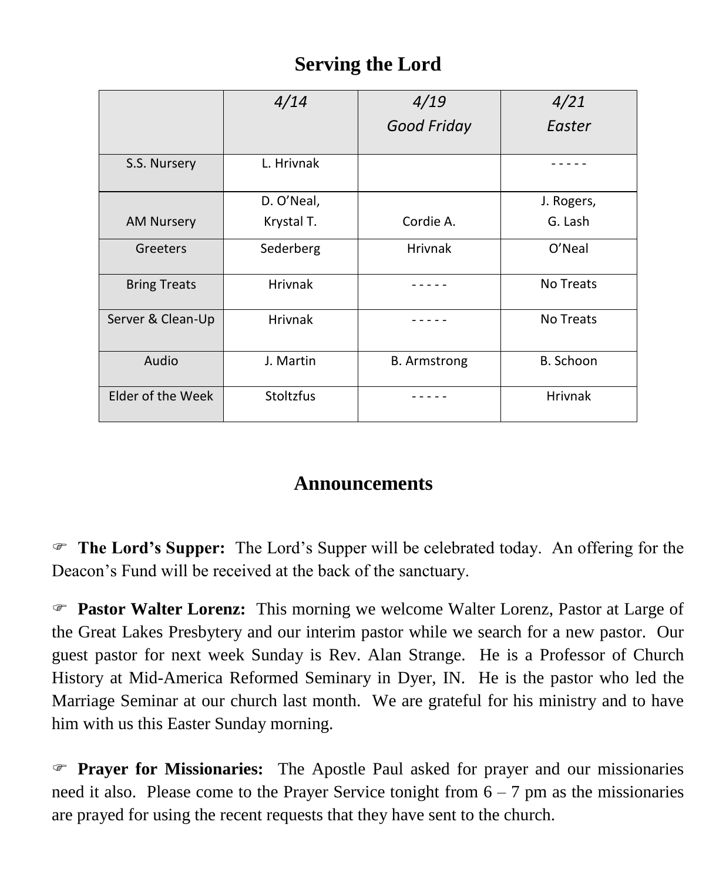## Serving the Lord

| | *4/14* | *4/19 Good Friday* | *4/21 Easter* |
|---|---|---|---|
| S.S. Nursery | L. Hrivnak | | - - - - - |
| AM Nursery | D. O'Neal, Krystal T. | Cordie A. | J. Rogers, G. Lash |
| Greeters | Sederberg | Hrivnak | O'Neal |
| Bring Treats | Hrivnak | - - - - - | No Treats |
| Server & Clean-Up | Hrivnak | - - - - - | No Treats |
| Audio | J. Martin | B. Armstrong | B. Schoon |
| Elder of the Week | Stoltzfus | - - - - - | Hrivnak |

## Announcements

☞ **The Lord's Supper:** The Lord's Supper will be celebrated today. An offering for the Deacon's Fund will be received at the back of the sanctuary.

☞ **Pastor Walter Lorenz:** This morning we welcome Walter Lorenz, Pastor at Large of the Great Lakes Presbytery and our interim pastor while we search for a new pastor. Our guest pastor for next week Sunday is Rev. Alan Strange. He is a Professor of Church History at Mid-America Reformed Seminary in Dyer, IN. He is the pastor who led the Marriage Seminar at our church last month. We are grateful for his ministry and to have him with us this Easter Sunday morning.

☞ **Prayer for Missionaries:** The Apostle Paul asked for prayer and our missionaries need it also. Please come to the Prayer Service tonight from 6 – 7 pm as the missionaries are prayed for using the recent requests that they have sent to the church.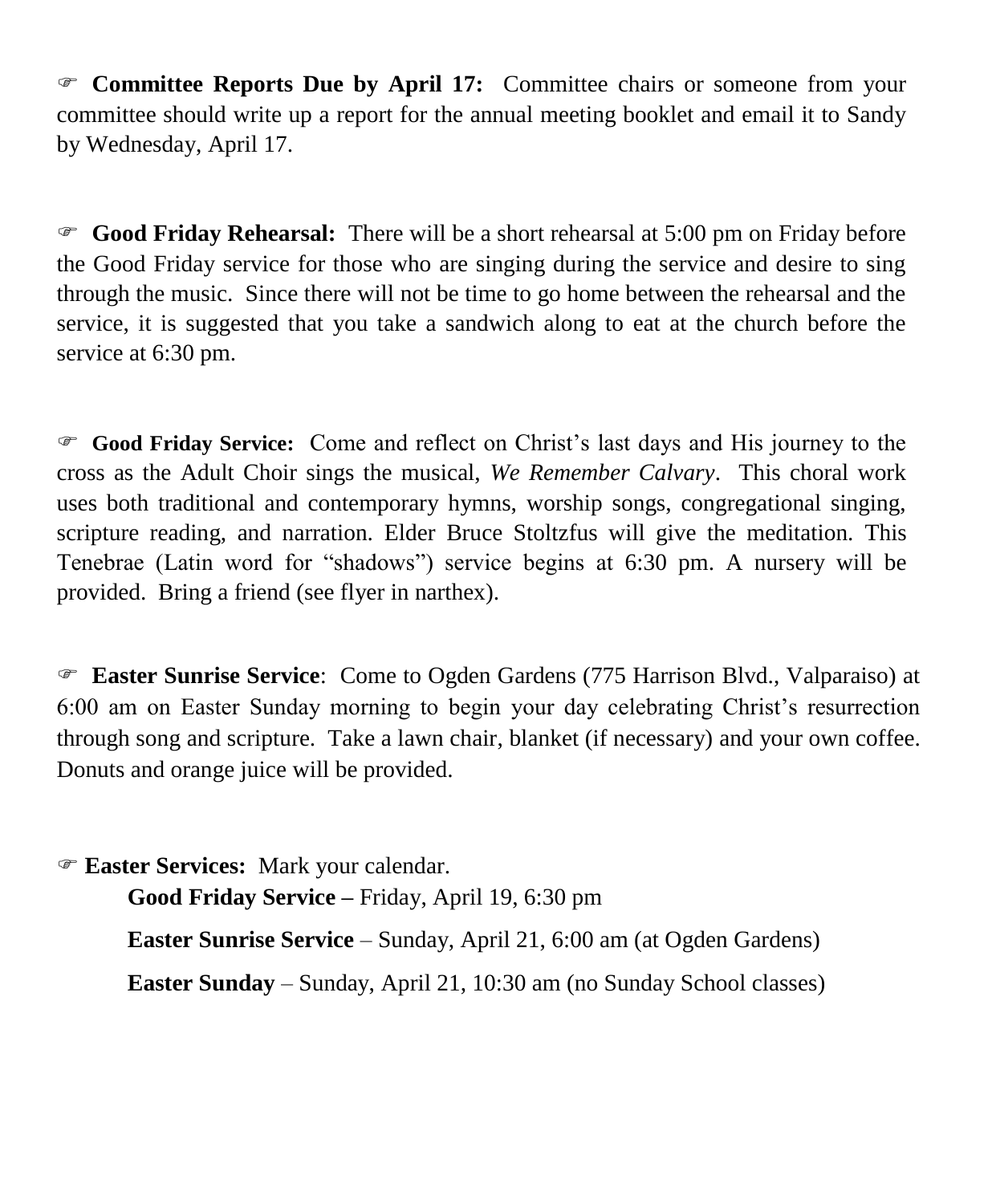☞ **Committee Reports Due by April 17:** Committee chairs or someone from your committee should write up a report for the annual meeting booklet and email it to Sandy by Wednesday, April 17.

☞ **Good Friday Rehearsal:** There will be a short rehearsal at 5:00 pm on Friday before the Good Friday service for those who are singing during the service and desire to sing through the music. Since there will not be time to go home between the rehearsal and the service, it is suggested that you take a sandwich along to eat at the church before the service at 6:30 pm.

☞ **Good Friday Service:** Come and reflect on Christ's last days and His journey to the cross as the Adult Choir sings the musical, *We Remember Calvary*. This choral work uses both traditional and contemporary hymns, worship songs, congregational singing, scripture reading, and narration. Elder Bruce Stoltzfus will give the meditation. This Tenebrae (Latin word for "shadows") service begins at 6:30 pm. A nursery will be provided. Bring a friend (see flyer in narthex).

☞ **Easter Sunrise Service**: Come to Ogden Gardens (775 Harrison Blvd., Valparaiso) at 6:00 am on Easter Sunday morning to begin your day celebrating Christ's resurrection through song and scripture. Take a lawn chair, blanket (if necessary) and your own coffee. Donuts and orange juice will be provided.

☞ **Easter Services:** Mark your calendar.

**Good Friday Service –** Friday, April 19, 6:30 pm

**Easter Sunrise Service** – Sunday, April 21, 6:00 am (at Ogden Gardens)

**Easter Sunday** – Sunday, April 21, 10:30 am (no Sunday School classes)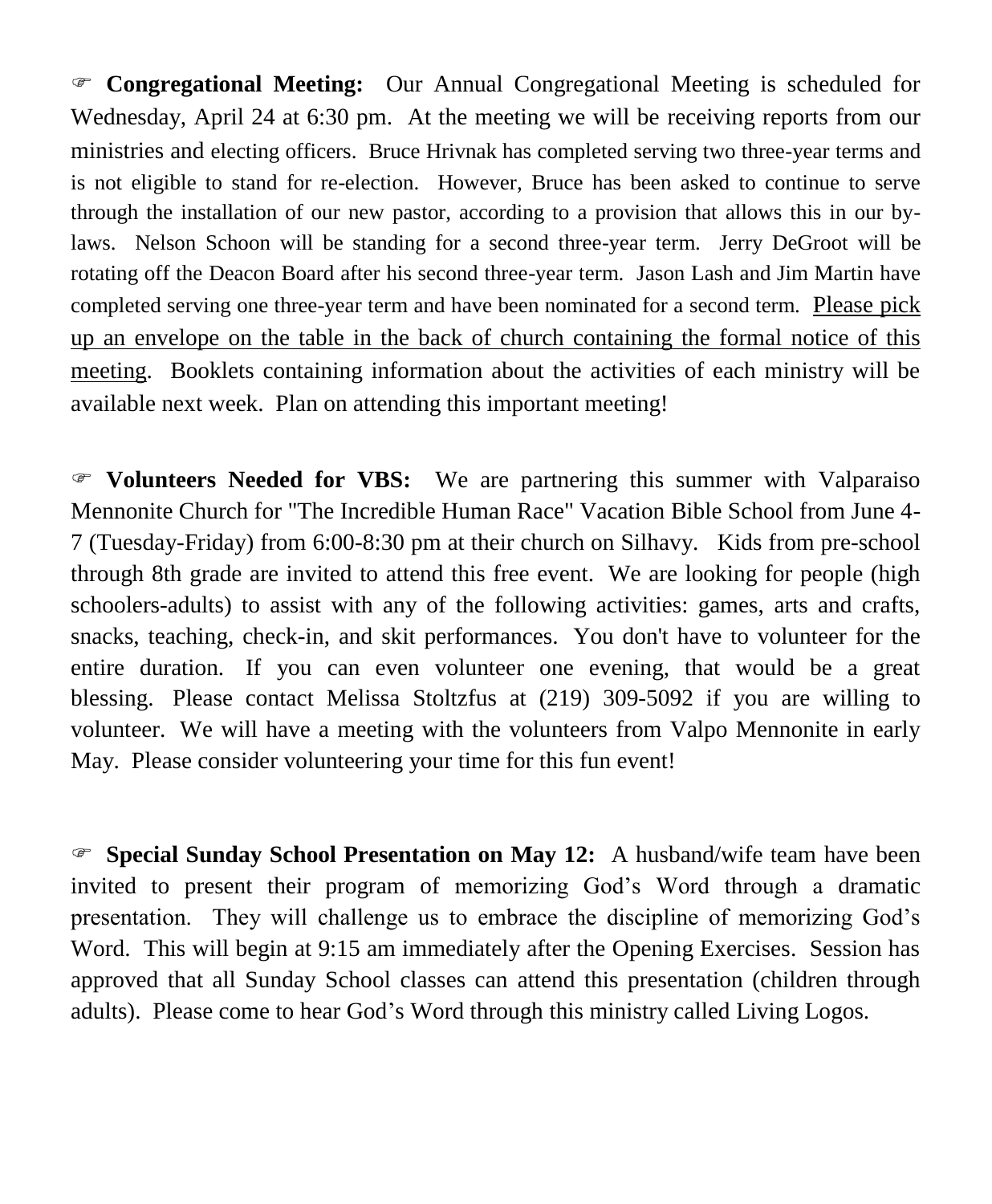☞ **Congregational Meeting:** Our Annual Congregational Meeting is scheduled for Wednesday, April 24 at 6:30 pm. At the meeting we will be receiving reports from our ministries and electing officers. Bruce Hrivnak has completed serving two three-year terms and is not eligible to stand for re-election. However, Bruce has been asked to continue to serve through the installation of our new pastor, according to a provision that allows this in our by-laws. Nelson Schoon will be standing for a second three-year term. Jerry DeGroot will be rotating off the Deacon Board after his second three-year term. Jason Lash and Jim Martin have completed serving one three-year term and have been nominated for a second term. <u>Please pick up an envelope on the table in the back of church containing the formal notice of this meeting</u>. Booklets containing information about the activities of each ministry will be available next week. Plan on attending this important meeting!

☞ **Volunteers Needed for VBS:** We are partnering this summer with Valparaiso Mennonite Church for "The Incredible Human Race" Vacation Bible School from June 4-7 (Tuesday-Friday) from 6:00-8:30 pm at their church on Silhavy. Kids from pre-school through 8th grade are invited to attend this free event. We are looking for people (high schoolers-adults) to assist with any of the following activities: games, arts and crafts, snacks, teaching, check-in, and skit performances. You don't have to volunteer for the entire duration. If you can even volunteer one evening, that would be a great blessing. Please contact Melissa Stoltzfus at (219) 309-5092 if you are willing to volunteer. We will have a meeting with the volunteers from Valpo Mennonite in early May. Please consider volunteering your time for this fun event!

☞ **Special Sunday School Presentation on May 12:** A husband/wife team have been invited to present their program of memorizing God's Word through a dramatic presentation. They will challenge us to embrace the discipline of memorizing God's Word. This will begin at 9:15 am immediately after the Opening Exercises. Session has approved that all Sunday School classes can attend this presentation (children through adults). Please come to hear God's Word through this ministry called Living Logos.